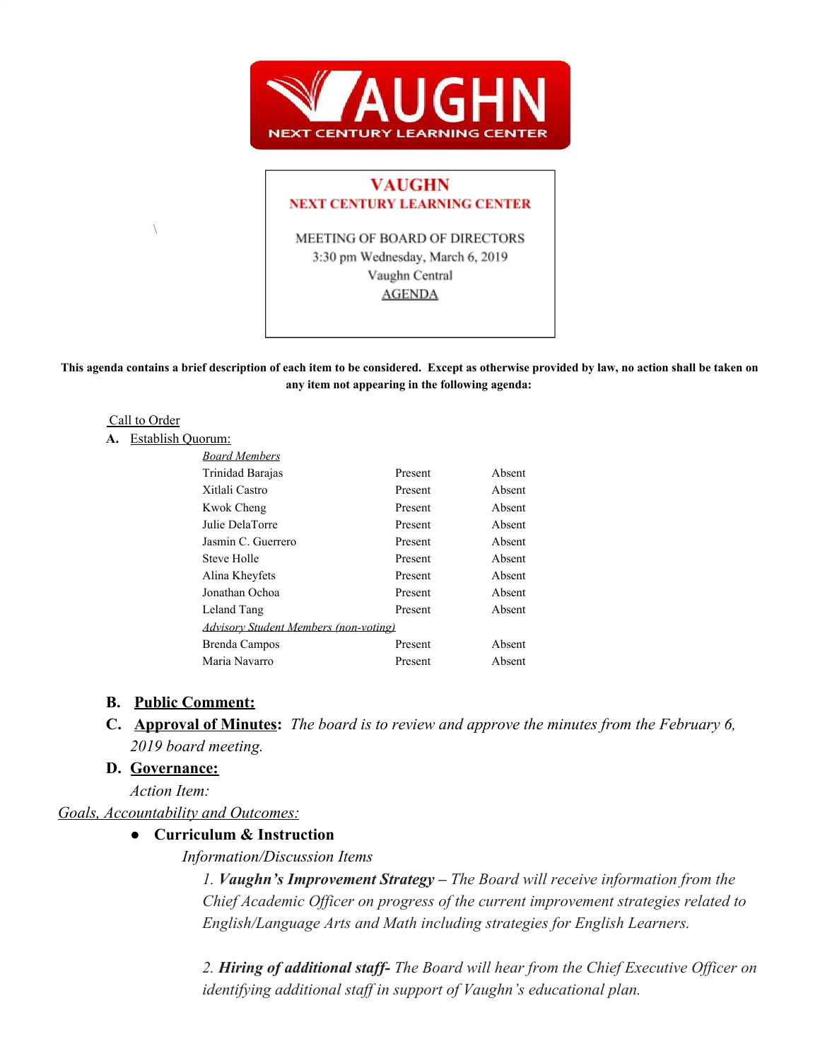# VAUGHN
## NEXT CENTURY LEARNING CENTER

MEETING OF BOARD OF DIRECTORS
3:30 pm Wednesday, March 6, 2019
Vaughn Central
AGENDA

**This agenda contains a brief description of each item to be considered. Except as otherwise provided by law, no action shall be taken on any item not appearing in the following agenda:**

Call to Order

**A.** Establish Quorum:

| *Board Members* | | |
|---|---|---|
| Trinidad Barajas | Present | Absent |
| Xitlali Castro | Present | Absent |
| Kwok Cheng | Present | Absent |
| Julie DelaTorre | Present | Absent |
| Jasmin C. Guerrero | Present | Absent |
| Steve Holle | Present | Absent |
| Alina Kheyfets | Present | Absent |
| Jonathan Ochoa | Present | Absent |
| Leland Tang | Present | Absent |
| *Advisory Student Members (non-voting)* | | |
| Brenda Campos | Present | Absent |
| Maria Navarro | Present | Absent |

**B. Public Comment:**

**C. Approval of Minutes:** *The board is to review and approve the minutes from the February 6, 2019 board meeting.*

**D. Governance:**

*Action Item:*

*Goals, Accountability and Outcomes:*

- **Curriculum & Instruction**

  *Information/Discussion Items*

  *1. **Vaughn's Improvement Strategy** – The Board will receive information from the Chief Academic Officer on progress of the current improvement strategies related to English/Language Arts and Math including strategies for English Learners.*

  *2. **Hiring of additional staff**- The Board will hear from the Chief Executive Officer on identifying additional staff in support of Vaughn's educational plan.*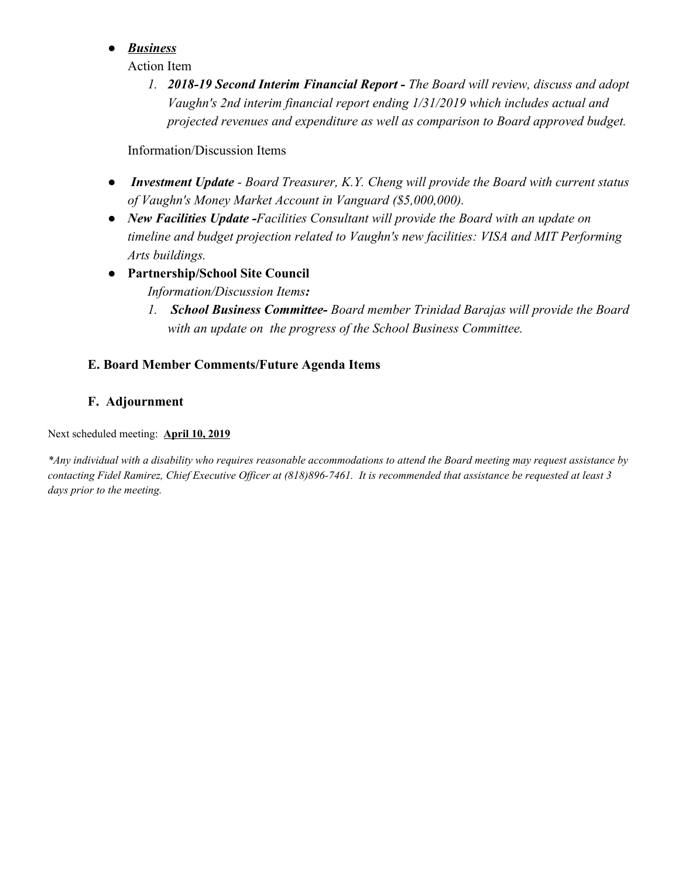- ***Business***

  Action Item

  1. ***2018-19 Second Interim Financial Report -*** *The Board will review, discuss and adopt Vaughn's 2nd interim financial report ending 1/31/2019 which includes actual and projected revenues and expenditure as well as comparison to Board approved budget.*

  Information/Discussion Items

- ***Investment Update*** *- Board Treasurer, K.Y. Cheng will provide the Board with current status of Vaughn's Money Market Account in Vanguard ($5,000,000).*
- ***New Facilities Update -****Facilities Consultant will provide the Board with an update on timeline and budget projection related to Vaughn's new facilities: VISA and MIT Performing Arts buildings.*
- **Partnership/School Site Council**

  *Information/Discussion Items**:***

  1. ***School Business Committee-*** *Board member Trinidad Barajas will provide the Board with an update on the progress of the School Business Committee.*

### E. Board Member Comments/Future Agenda Items

### F. Adjournment

Next scheduled meeting: **April 10, 2019**

*\*Any individual with a disability who requires reasonable accommodations to attend the Board meeting may request assistance by contacting Fidel Ramirez, Chief Executive Officer at (818)896-7461. It is recommended that assistance be requested at least 3 days prior to the meeting.*